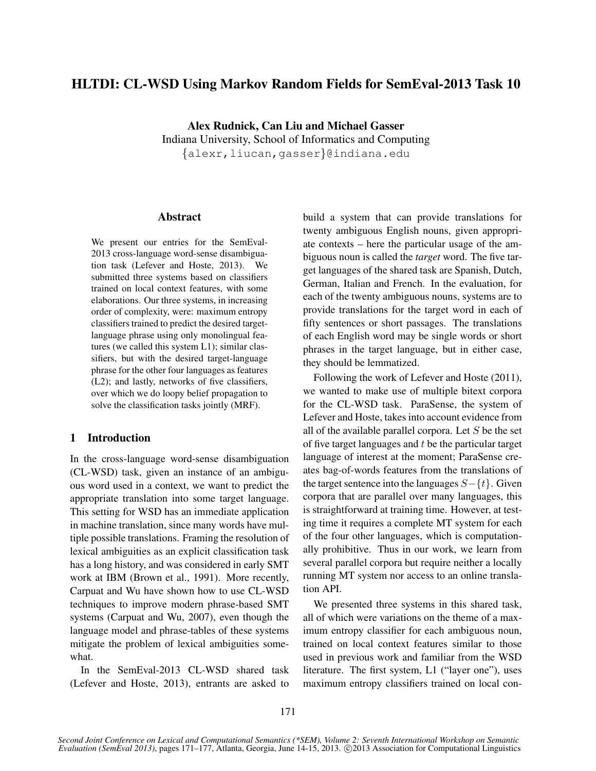# HLTDI: CL-WSD Using Markov Random Fields for SemEval-2013 Task 10

**Alex Rudnick, Can Liu and Michael Gasser**
Indiana University, School of Informatics and Computing
{alexr,liucan,gasser}@indiana.edu

## Abstract

We present our entries for the SemEval-2013 cross-language word-sense disambiguation task (Lefever and Hoste, 2013). We submitted three systems based on classifiers trained on local context features, with some elaborations. Our three systems, in increasing order of complexity, were: maximum entropy classifiers trained to predict the desired target-language phrase using only monolingual features (we called this system L1); similar classifiers, but with the desired target-language phrase for the other four languages as features (L2); and lastly, networks of five classifiers, over which we do loopy belief propagation to solve the classification tasks jointly (MRF).

## 1 Introduction

In the cross-language word-sense disambiguation (CL-WSD) task, given an instance of an ambiguous word used in a context, we want to predict the appropriate translation into some target language. This setting for WSD has an immediate application in machine translation, since many words have multiple possible translations. Framing the resolution of lexical ambiguities as an explicit classification task has a long history, and was considered in early SMT work at IBM (Brown et al., 1991). More recently, Carpuat and Wu have shown how to use CL-WSD techniques to improve modern phrase-based SMT systems (Carpuat and Wu, 2007), even though the language model and phrase-tables of these systems mitigate the problem of lexical ambiguities somewhat.

In the SemEval-2013 CL-WSD shared task (Lefever and Hoste, 2013), entrants are asked to build a system that can provide translations for twenty ambiguous English nouns, given appropriate contexts – here the particular usage of the ambiguous noun is called the *target* word. The five target languages of the shared task are Spanish, Dutch, German, Italian and French. In the evaluation, for each of the twenty ambiguous nouns, systems are to provide translations for the target word in each of fifty sentences or short passages. The translations of each English word may be single words or short phrases in the target language, but in either case, they should be lemmatized.

Following the work of Lefever and Hoste (2011), we wanted to make use of multiple bitext corpora for the CL-WSD task. ParaSense, the system of Lefever and Hoste, takes into account evidence from all of the available parallel corpora. Let $S$ be the set of five target languages and $t$ be the particular target language of interest at the moment; ParaSense creates bag-of-words features from the translations of the target sentence into the languages $S - \{t\}$. Given corpora that are parallel over many languages, this is straightforward at training time. However, at testing time it requires a complete MT system for each of the four other languages, which is computationally prohibitive. Thus in our work, we learn from several parallel corpora but require neither a locally running MT system nor access to an online translation API.

We presented three systems in this shared task, all of which were variations on the theme of a maximum entropy classifier for each ambiguous noun, trained on local context features similar to those used in previous work and familiar from the WSD literature. The first system, L1 ("layer one"), uses maximum entropy classifiers trained on local con-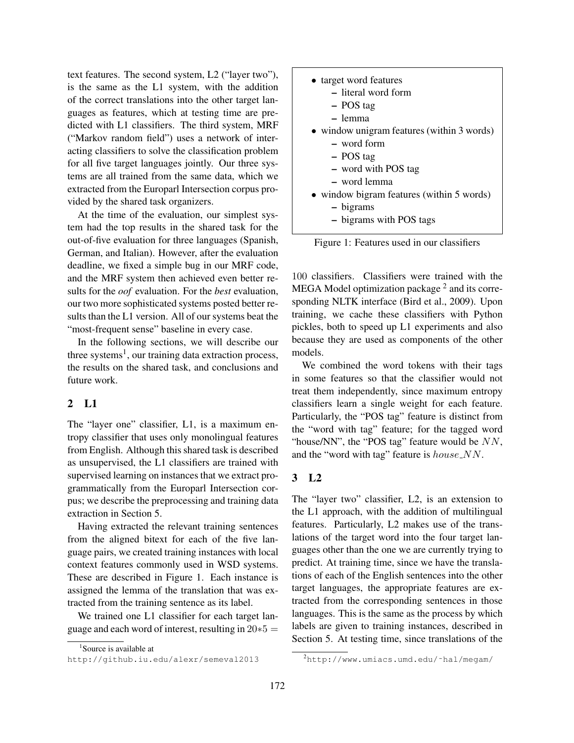text features. The second system, L2 ("layer two"), is the same as the L1 system, with the addition of the correct translations into the other target languages as features, which at testing time are predicted with L1 classifiers. The third system, MRF ("Markov random field") uses a network of interacting classifiers to solve the classification problem for all five target languages jointly. Our three systems are all trained from the same data, which we extracted from the Europarl Intersection corpus provided by the shared task organizers.

At the time of the evaluation, our simplest system had the top results in the shared task for the out-of-five evaluation for three languages (Spanish, German, and Italian). However, after the evaluation deadline, we fixed a simple bug in our MRF code, and the MRF system then achieved even better results for the *oof* evaluation. For the *best* evaluation, our two more sophisticated systems posted better results than the L1 version. All of our systems beat the "most-frequent sense" baseline in every case.

In the following sections, we will describe our three systems[1], our training data extraction process, the results on the shared task, and conclusions and future work.

## 2 L1

The "layer one" classifier, L1, is a maximum entropy classifier that uses only monolingual features from English. Although this shared task is described as unsupervised, the L1 classifiers are trained with supervised learning on instances that we extract programmatically from the Europarl Intersection corpus; we describe the preprocessing and training data extraction in Section 5.

Having extracted the relevant training sentences from the aligned bitext for each of the five language pairs, we created training instances with local context features commonly used in WSD systems. These are described in Figure 1. Each instance is assigned the lemma of the translation that was extracted from the training sentence as its label.

We trained one L1 classifier for each target language and each word of interest, resulting in $20*5 = 100$ classifiers. Classifiers were trained with the MEGA Model optimization package [2] and its corresponding NLTK interface (Bird et al., 2009). Upon training, we cache these classifiers with Python pickles, both to speed up L1 experiments and also because they are used as components of the other models.

- target word features
  - literal word form
  - POS tag
  - lemma
- window unigram features (within 3 words)
  - word form
  - POS tag
  - word with POS tag
  - word lemma
- window bigram features (within 5 words)
  - bigrams
  - bigrams with POS tags

Figure 1: Features used in our classifiers

We combined the word tokens with their tags in some features so that the classifier would not treat them independently, since maximum entropy classifiers learn a single weight for each feature. Particularly, the "POS tag" feature is distinct from the "word with tag" feature; for the tagged word "house/NN", the "POS tag" feature would be $NN$, and the "word with tag" feature is $house\_NN$.

## 3 L2

The "layer two" classifier, L2, is an extension to the L1 approach, with the addition of multilingual features. Particularly, L2 makes use of the translations of the target word into the four target languages other than the one we are currently trying to predict. At training time, since we have the translations of each of the English sentences into the other target languages, the appropriate features are extracted from the corresponding sentences in those languages. This is the same as the process by which labels are given to training instances, described in Section 5. At testing time, since translations of the

[1] Source is available at http://github.iu.edu/alexr/semeval2013

[2] http://www.umiacs.umd.edu/~hal/megam/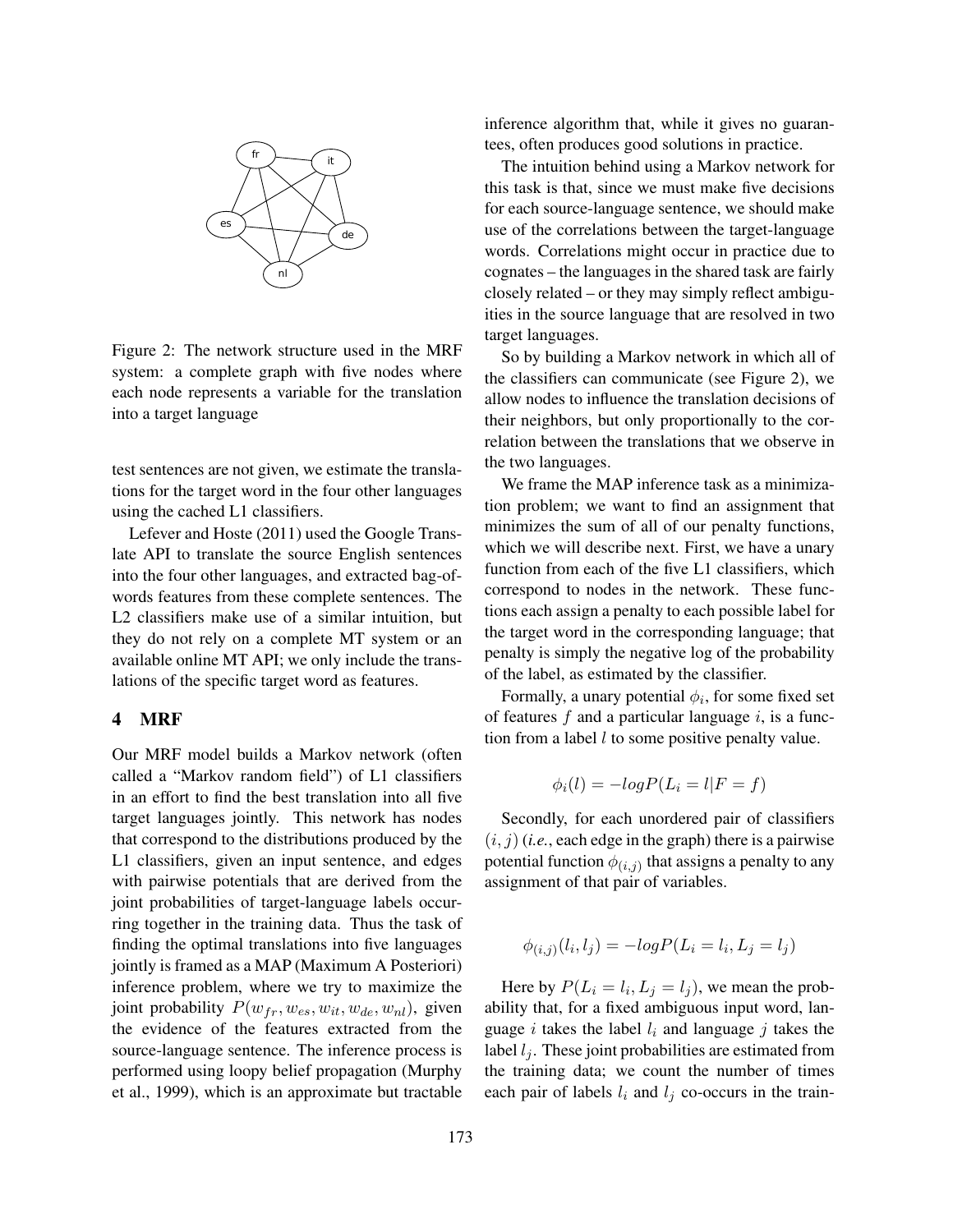Figure 2: The network structure used in the MRF system: a complete graph with five nodes where each node represents a variable for the translation into a target language

test sentences are not given, we estimate the translations for the target word in the four other languages using the cached L1 classifiers.

Lefever and Hoste (2011) used the Google Translate API to translate the source English sentences into the four other languages, and extracted bag-of-words features from these complete sentences. The L2 classifiers make use of a similar intuition, but they do not rely on a complete MT system or an available online MT API; we only include the translations of the specific target word as features.

## 4 MRF

Our MRF model builds a Markov network (often called a "Markov random field") of L1 classifiers in an effort to find the best translation into all five target languages jointly. This network has nodes that correspond to the distributions produced by the L1 classifiers, given an input sentence, and edges with pairwise potentials that are derived from the joint probabilities of target-language labels occurring together in the training data. Thus the task of finding the optimal translations into five languages jointly is framed as a MAP (Maximum A Posteriori) inference problem, where we try to maximize the joint probability $P(w_{fr}, w_{es}, w_{it}, w_{de}, w_{nl})$, given the evidence of the features extracted from the source-language sentence. The inference process is performed using loopy belief propagation (Murphy et al., 1999), which is an approximate but tractable inference algorithm that, while it gives no guarantees, often produces good solutions in practice.

The intuition behind using a Markov network for this task is that, since we must make five decisions for each source-language sentence, we should make use of the correlations between the target-language words. Correlations might occur in practice due to cognates – the languages in the shared task are fairly closely related – or they may simply reflect ambiguities in the source language that are resolved in two target languages.

So by building a Markov network in which all of the classifiers can communicate (see Figure 2), we allow nodes to influence the translation decisions of their neighbors, but only proportionally to the correlation between the translations that we observe in the two languages.

We frame the MAP inference task as a minimization problem; we want to find an assignment that minimizes the sum of all of our penalty functions, which we will describe next. First, we have a unary function from each of the five L1 classifiers, which correspond to nodes in the network. These functions each assign a penalty to each possible label for the target word in the corresponding language; that penalty is simply the negative log of the probability of the label, as estimated by the classifier.

Formally, a unary potential $\phi_i$, for some fixed set of features $f$ and a particular language $i$, is a function from a label $l$ to some positive penalty value.

$$\phi_i(l) = -logP(L_i = l|F = f)$$

Secondly, for each unordered pair of classifiers $(i, j)$ (*i.e.*, each edge in the graph) there is a pairwise potential function $\phi_{(i,j)}$ that assigns a penalty to any assignment of that pair of variables.

$$\phi_{(i,j)}(l_i, l_j) = -logP(L_i = l_i, L_j = l_j)$$

Here by $P(L_i = l_i, L_j = l_j)$, we mean the probability that, for a fixed ambiguous input word, language $i$ takes the label $l_i$ and language $j$ takes the label $l_j$. These joint probabilities are estimated from the training data; we count the number of times each pair of labels $l_i$ and $l_j$ co-occurs in the train-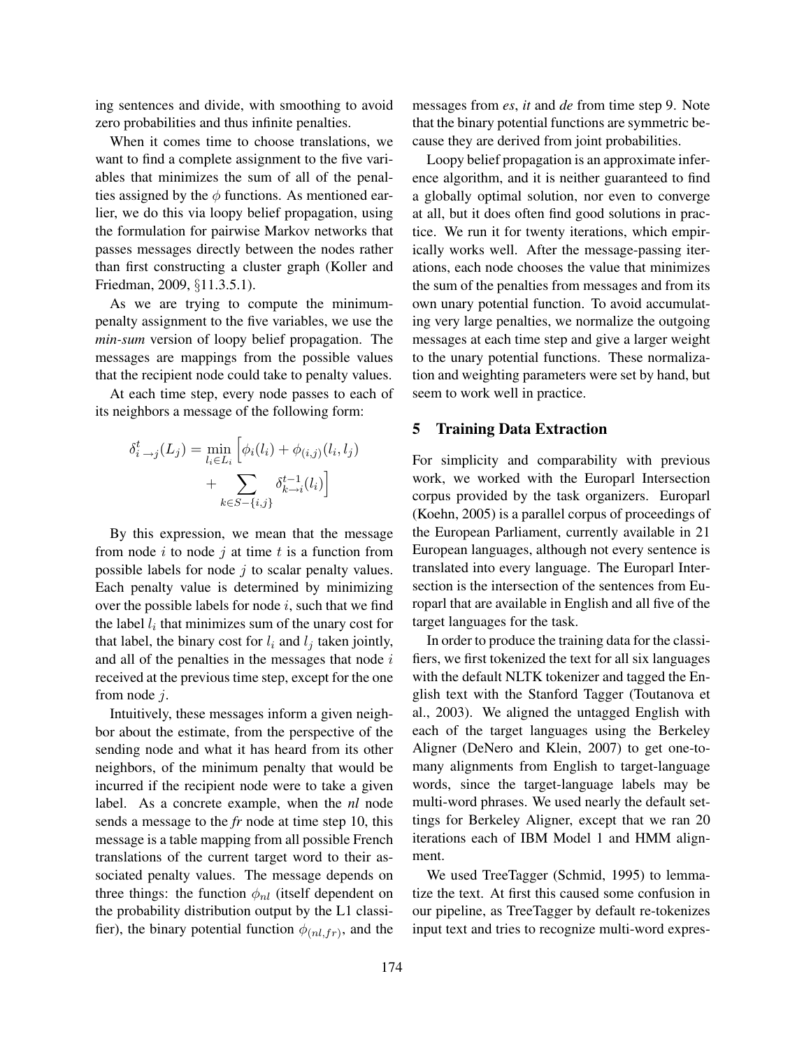ing sentences and divide, with smoothing to avoid zero probabilities and thus infinite penalties.

When it comes time to choose translations, we want to find a complete assignment to the five variables that minimizes the sum of all of the penalties assigned by the $\phi$ functions. As mentioned earlier, we do this via loopy belief propagation, using the formulation for pairwise Markov networks that passes messages directly between the nodes rather than first constructing a cluster graph (Koller and Friedman, 2009, §11.3.5.1).

As we are trying to compute the minimum-penalty assignment to the five variables, we use the *min-sum* version of loopy belief propagation. The messages are mappings from the possible values that the recipient node could take to penalty values.

At each time step, every node passes to each of its neighbors a message of the following form:

$$\delta^t_{i \to j}(L_j) = \min_{l_i \in L_i} \Big[ \phi_i(l_i) + \phi_{(i,j)}(l_i, l_j) + \sum_{k \in S - \{i,j\}} \delta^{t-1}_{k \to i}(l_i) \Big]$$

By this expression, we mean that the message from node $i$ to node $j$ at time $t$ is a function from possible labels for node $j$ to scalar penalty values. Each penalty value is determined by minimizing over the possible labels for node $i$, such that we find the label $l_i$ that minimizes sum of the unary cost for that label, the binary cost for $l_i$ and $l_j$ taken jointly, and all of the penalties in the messages that node $i$ received at the previous time step, except for the one from node $j$.

Intuitively, these messages inform a given neighbor about the estimate, from the perspective of the sending node and what it has heard from its other neighbors, of the minimum penalty that would be incurred if the recipient node were to take a given label. As a concrete example, when the *nl* node sends a message to the *fr* node at time step 10, this message is a table mapping from all possible French translations of the current target word to their associated penalty values. The message depends on three things: the function $\phi_{nl}$ (itself dependent on the probability distribution output by the L1 classifier), the binary potential function $\phi_{(nl,fr)}$, and the messages from *es*, *it* and *de* from time step 9. Note that the binary potential functions are symmetric because they are derived from joint probabilities.

Loopy belief propagation is an approximate inference algorithm, and it is neither guaranteed to find a globally optimal solution, nor even to converge at all, but it does often find good solutions in practice. We run it for twenty iterations, which empirically works well. After the message-passing iterations, each node chooses the value that minimizes the sum of the penalties from messages and from its own unary potential function. To avoid accumulating very large penalties, we normalize the outgoing messages at each time step and give a larger weight to the unary potential functions. These normalization and weighting parameters were set by hand, but seem to work well in practice.

## 5 Training Data Extraction

For simplicity and comparability with previous work, we worked with the Europarl Intersection corpus provided by the task organizers. Europarl (Koehn, 2005) is a parallel corpus of proceedings of the European Parliament, currently available in 21 European languages, although not every sentence is translated into every language. The Europarl Intersection is the intersection of the sentences from Europarl that are available in English and all five of the target languages for the task.

In order to produce the training data for the classifiers, we first tokenized the text for all six languages with the default NLTK tokenizer and tagged the English text with the Stanford Tagger (Toutanova et al., 2003). We aligned the untagged English with each of the target languages using the Berkeley Aligner (DeNero and Klein, 2007) to get one-to-many alignments from English to target-language words, since the target-language labels may be multi-word phrases. We used nearly the default settings for Berkeley Aligner, except that we ran 20 iterations each of IBM Model 1 and HMM alignment.

We used TreeTagger (Schmid, 1995) to lemmatize the text. At first this caused some confusion in our pipeline, as TreeTagger by default re-tokenizes input text and tries to recognize multi-word expres-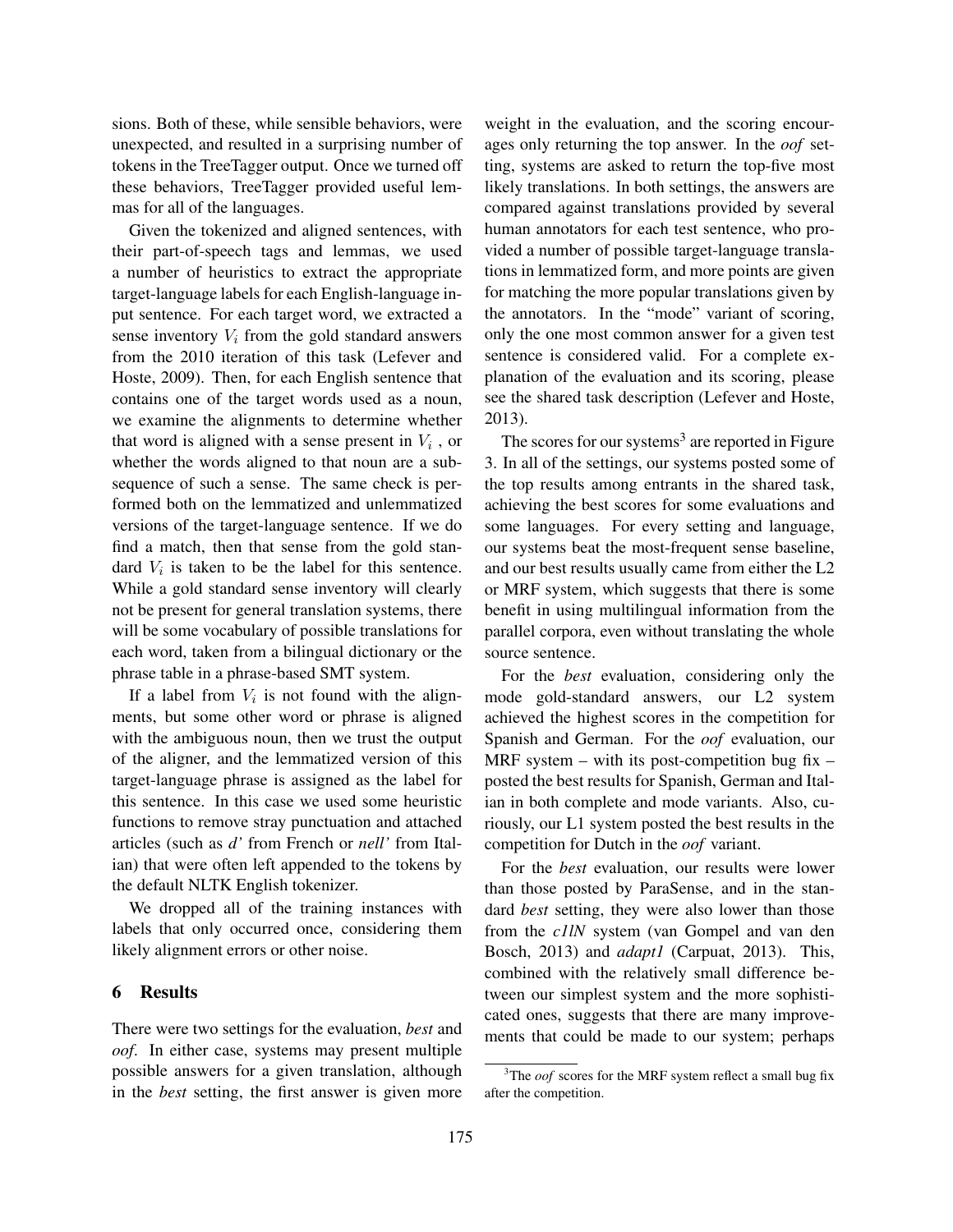sions. Both of these, while sensible behaviors, were unexpected, and resulted in a surprising number of tokens in the TreeTagger output. Once we turned off these behaviors, TreeTagger provided useful lemmas for all of the languages.

Given the tokenized and aligned sentences, with their part-of-speech tags and lemmas, we used a number of heuristics to extract the appropriate target-language labels for each English-language input sentence. For each target word, we extracted a sense inventory $V_i$ from the gold standard answers from the 2010 iteration of this task (Lefever and Hoste, 2009). Then, for each English sentence that contains one of the target words used as a noun, we examine the alignments to determine whether that word is aligned with a sense present in $V_i$ , or whether the words aligned to that noun are a subsequence of such a sense. The same check is performed both on the lemmatized and unlemmatized versions of the target-language sentence. If we do find a match, then that sense from the gold standard $V_i$ is taken to be the label for this sentence. While a gold standard sense inventory will clearly not be present for general translation systems, there will be some vocabulary of possible translations for each word, taken from a bilingual dictionary or the phrase table in a phrase-based SMT system.

If a label from $V_i$ is not found with the alignments, but some other word or phrase is aligned with the ambiguous noun, then we trust the output of the aligner, and the lemmatized version of this target-language phrase is assigned as the label for this sentence. In this case we used some heuristic functions to remove stray punctuation and attached articles (such as *d'* from French or *nell'* from Italian) that were often left appended to the tokens by the default NLTK English tokenizer.

We dropped all of the training instances with labels that only occurred once, considering them likely alignment errors or other noise.

## 6 Results

There were two settings for the evaluation, *best* and *oof*. In either case, systems may present multiple possible answers for a given translation, although in the *best* setting, the first answer is given more weight in the evaluation, and the scoring encourages only returning the top answer. In the *oof* setting, systems are asked to return the top-five most likely translations. In both settings, the answers are compared against translations provided by several human annotators for each test sentence, who provided a number of possible target-language translations in lemmatized form, and more points are given for matching the more popular translations given by the annotators. In the "mode" variant of scoring, only the one most common answer for a given test sentence is considered valid. For a complete explanation of the evaluation and its scoring, please see the shared task description (Lefever and Hoste, 2013).

The scores for our systems[3] are reported in Figure 3. In all of the settings, our systems posted some of the top results among entrants in the shared task, achieving the best scores for some evaluations and some languages. For every setting and language, our systems beat the most-frequent sense baseline, and our best results usually came from either the L2 or MRF system, which suggests that there is some benefit in using multilingual information from the parallel corpora, even without translating the whole source sentence.

For the *best* evaluation, considering only the mode gold-standard answers, our L2 system achieved the highest scores in the competition for Spanish and German. For the *oof* evaluation, our MRF system – with its post-competition bug fix – posted the best results for Spanish, German and Italian in both complete and mode variants. Also, curiously, our L1 system posted the best results in the competition for Dutch in the *oof* variant.

For the *best* evaluation, our results were lower than those posted by ParaSense, and in the standard *best* setting, they were also lower than those from the *c1lN* system (van Gompel and van den Bosch, 2013) and *adapt1* (Carpuat, 2013). This, combined with the relatively small difference between our simplest system and the more sophisticated ones, suggests that there are many improvements that could be made to our system; perhaps

[3] The *oof* scores for the MRF system reflect a small bug fix after the competition.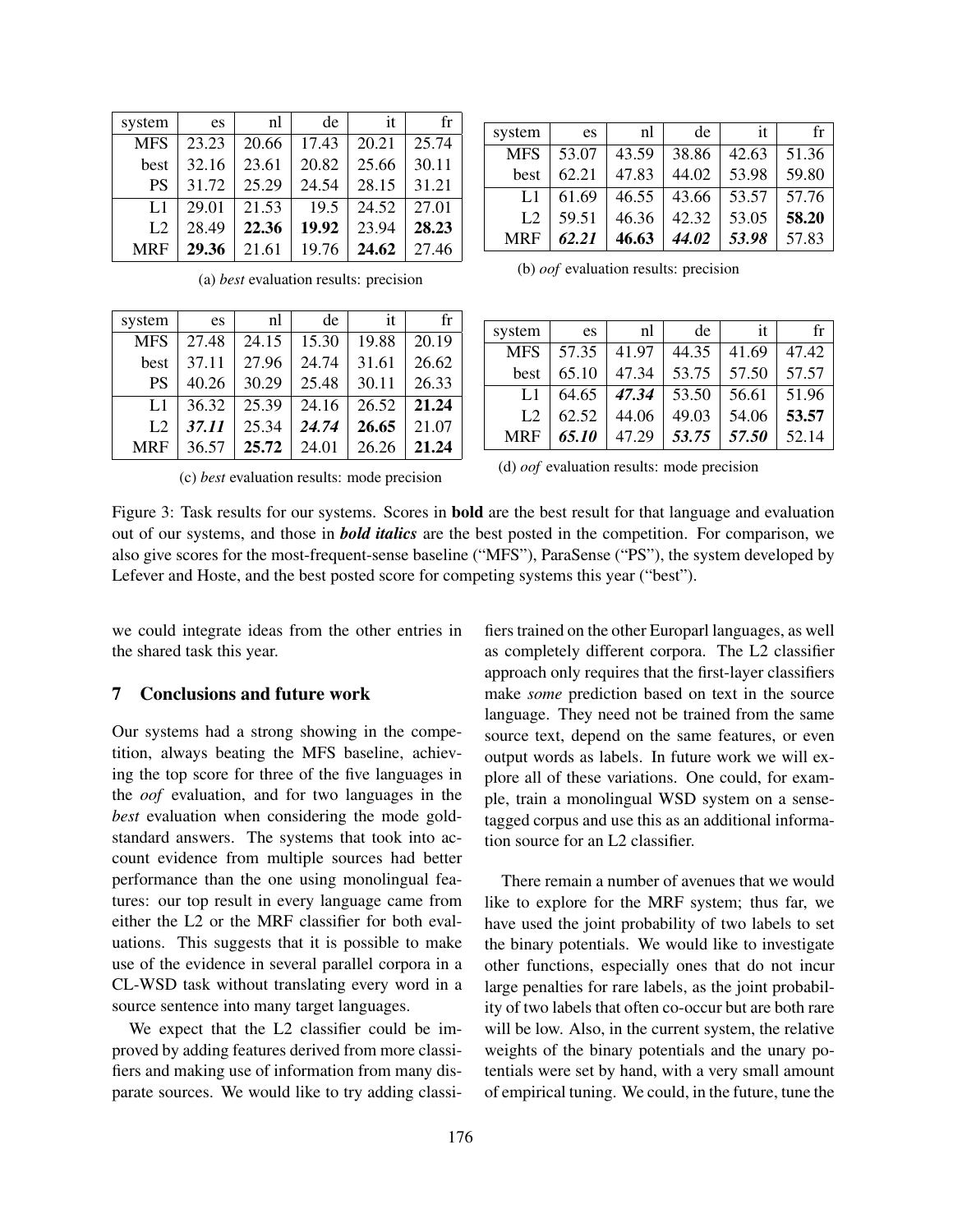| system | es | nl | de | it | fr |
|---|---|---|---|---|---|
| MFS | 23.23 | 20.66 | 17.43 | 20.21 | 25.74 |
| best | 32.16 | 23.61 | 20.82 | 25.66 | 30.11 |
| PS | 31.72 | 25.29 | 24.54 | 28.15 | 31.21 |
| L1 | 29.01 | 21.53 | 19.5 | 24.52 | 27.01 |
| L2 | 28.49 | **22.36** | **19.92** | 23.94 | **28.23** |
| MRF | **29.36** | 21.61 | 19.76 | **24.62** | 27.46 |

(a) *best* evaluation results: precision

| system | es | nl | de | it | fr |
|---|---|---|---|---|---|
| MFS | 53.07 | 43.59 | 38.86 | 42.63 | 51.36 |
| best | 62.21 | 47.83 | 44.02 | 53.98 | 59.80 |
| L1 | 61.69 | 46.55 | 43.66 | 53.57 | 57.76 |
| L2 | 59.51 | 46.36 | 42.32 | 53.05 | **58.20** |
| MRF | ***62.21*** | **46.63** | ***44.02*** | ***53.98*** | 57.83 |

(b) *oof* evaluation results: precision

| system | es | nl | de | it | fr |
|---|---|---|---|---|---|
| MFS | 27.48 | 24.15 | 15.30 | 19.88 | 20.19 |
| best | 37.11 | 27.96 | 24.74 | 31.61 | 26.62 |
| PS | 40.26 | 30.29 | 25.48 | 30.11 | 26.33 |
| L1 | 36.32 | 25.39 | 24.16 | 26.52 | **21.24** |
| L2 | ***37.11*** | 25.34 | ***24.74*** | **26.65** | 21.07 |
| MRF | 36.57 | **25.72** | 24.01 | 26.26 | **21.24** |

(c) *best* evaluation results: mode precision

| system | es | nl | de | it | fr |
|---|---|---|---|---|---|
| MFS | 57.35 | 41.97 | 44.35 | 41.69 | 47.42 |
| best | 65.10 | 47.34 | 53.75 | 57.50 | 57.57 |
| L1 | 64.65 | ***47.34*** | 53.50 | 56.61 | 51.96 |
| L2 | 62.52 | 44.06 | 49.03 | 54.06 | **53.57** |
| MRF | ***65.10*** | 47.29 | ***53.75*** | ***57.50*** | 52.14 |

(d) *oof* evaluation results: mode precision

Figure 3: Task results for our systems. Scores in **bold** are the best result for that language and evaluation out of our systems, and those in ***bold italics*** are the best posted in the competition. For comparison, we also give scores for the most-frequent-sense baseline ("MFS"), ParaSense ("PS"), the system developed by Lefever and Hoste, and the best posted score for competing systems this year ("best").

we could integrate ideas from the other entries in the shared task this year.

## 7 Conclusions and future work

Our systems had a strong showing in the competition, always beating the MFS baseline, achieving the top score for three of the five languages in the *oof* evaluation, and for two languages in the *best* evaluation when considering the mode gold-standard answers. The systems that took into account evidence from multiple sources had better performance than the one using monolingual features: our top result in every language came from either the L2 or the MRF classifier for both evaluations. This suggests that it is possible to make use of the evidence in several parallel corpora in a CL-WSD task without translating every word in a source sentence into many target languages.

We expect that the L2 classifier could be improved by adding features derived from more classifiers and making use of information from many disparate sources. We would like to try adding classifiers trained on the other Europarl languages, as well as completely different corpora. The L2 classifier approach only requires that the first-layer classifiers make *some* prediction based on text in the source language. They need not be trained from the same source text, depend on the same features, or even output words as labels. In future work we will explore all of these variations. One could, for example, train a monolingual WSD system on a sense-tagged corpus and use this as an additional information source for an L2 classifier.

There remain a number of avenues that we would like to explore for the MRF system; thus far, we have used the joint probability of two labels to set the binary potentials. We would like to investigate other functions, especially ones that do not incur large penalties for rare labels, as the joint probability of two labels that often co-occur but are both rare will be low. Also, in the current system, the relative weights of the binary potentials and the unary potentials were set by hand, with a very small amount of empirical tuning. We could, in the future, tune the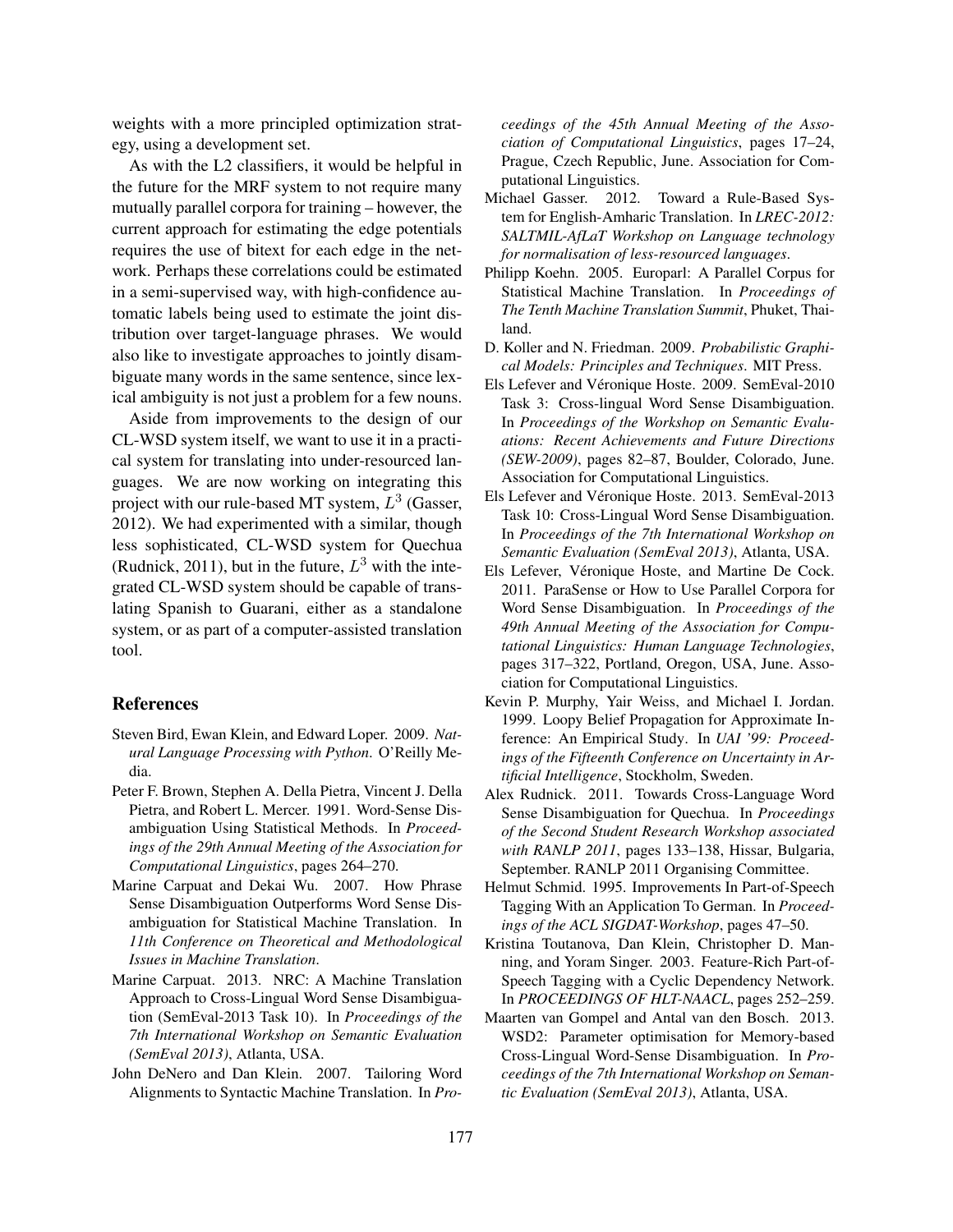weights with a more principled optimization strategy, using a development set.

As with the L2 classifiers, it would be helpful in the future for the MRF system to not require many mutually parallel corpora for training – however, the current approach for estimating the edge potentials requires the use of bitext for each edge in the network. Perhaps these correlations could be estimated in a semi-supervised way, with high-confidence automatic labels being used to estimate the joint distribution over target-language phrases. We would also like to investigate approaches to jointly disambiguate many words in the same sentence, since lexical ambiguity is not just a problem for a few nouns.

Aside from improvements to the design of our CL-WSD system itself, we want to use it in a practical system for translating into under-resourced languages. We are now working on integrating this project with our rule-based MT system, $L^3$ (Gasser, 2012). We had experimented with a similar, though less sophisticated, CL-WSD system for Quechua (Rudnick, 2011), but in the future, $L^3$ with the integrated CL-WSD system should be capable of translating Spanish to Guarani, either as a standalone system, or as part of a computer-assisted translation tool.

## References

Steven Bird, Ewan Klein, and Edward Loper. 2009. *Natural Language Processing with Python*. O'Reilly Media.

Peter F. Brown, Stephen A. Della Pietra, Vincent J. Della Pietra, and Robert L. Mercer. 1991. Word-Sense Disambiguation Using Statistical Methods. In *Proceedings of the 29th Annual Meeting of the Association for Computational Linguistics*, pages 264–270.

Marine Carpuat and Dekai Wu. 2007. How Phrase Sense Disambiguation Outperforms Word Sense Disambiguation for Statistical Machine Translation. In *11th Conference on Theoretical and Methodological Issues in Machine Translation*.

Marine Carpuat. 2013. NRC: A Machine Translation Approach to Cross-Lingual Word Sense Disambiguation (SemEval-2013 Task 10). In *Proceedings of the 7th International Workshop on Semantic Evaluation (SemEval 2013)*, Atlanta, USA.

John DeNero and Dan Klein. 2007. Tailoring Word Alignments to Syntactic Machine Translation. In *Proceedings of the 45th Annual Meeting of the Association of Computational Linguistics*, pages 17–24, Prague, Czech Republic, June. Association for Computational Linguistics.

Michael Gasser. 2012. Toward a Rule-Based System for English-Amharic Translation. In *LREC-2012: SALTMIL-AfLaT Workshop on Language technology for normalisation of less-resourced languages*.

Philipp Koehn. 2005. Europarl: A Parallel Corpus for Statistical Machine Translation. In *Proceedings of The Tenth Machine Translation Summit*, Phuket, Thailand.

D. Koller and N. Friedman. 2009. *Probabilistic Graphical Models: Principles and Techniques*. MIT Press.

Els Lefever and Véronique Hoste. 2009. SemEval-2010 Task 3: Cross-lingual Word Sense Disambiguation. In *Proceedings of the Workshop on Semantic Evaluations: Recent Achievements and Future Directions (SEW-2009)*, pages 82–87, Boulder, Colorado, June. Association for Computational Linguistics.

Els Lefever and Véronique Hoste. 2013. SemEval-2013 Task 10: Cross-Lingual Word Sense Disambiguation. In *Proceedings of the 7th International Workshop on Semantic Evaluation (SemEval 2013)*, Atlanta, USA.

Els Lefever, Véronique Hoste, and Martine De Cock. 2011. ParaSense or How to Use Parallel Corpora for Word Sense Disambiguation. In *Proceedings of the 49th Annual Meeting of the Association for Computational Linguistics: Human Language Technologies*, pages 317–322, Portland, Oregon, USA, June. Association for Computational Linguistics.

Kevin P. Murphy, Yair Weiss, and Michael I. Jordan. 1999. Loopy Belief Propagation for Approximate Inference: An Empirical Study. In *UAI '99: Proceedings of the Fifteenth Conference on Uncertainty in Artificial Intelligence*, Stockholm, Sweden.

Alex Rudnick. 2011. Towards Cross-Language Word Sense Disambiguation for Quechua. In *Proceedings of the Second Student Research Workshop associated with RANLP 2011*, pages 133–138, Hissar, Bulgaria, September. RANLP 2011 Organising Committee.

Helmut Schmid. 1995. Improvements In Part-of-Speech Tagging With an Application To German. In *Proceedings of the ACL SIGDAT-Workshop*, pages 47–50.

Kristina Toutanova, Dan Klein, Christopher D. Manning, and Yoram Singer. 2003. Feature-Rich Part-of-Speech Tagging with a Cyclic Dependency Network. In *PROCEEDINGS OF HLT-NAACL*, pages 252–259.

Maarten van Gompel and Antal van den Bosch. 2013. WSD2: Parameter optimisation for Memory-based Cross-Lingual Word-Sense Disambiguation. In *Proceedings of the 7th International Workshop on Semantic Evaluation (SemEval 2013)*, Atlanta, USA.